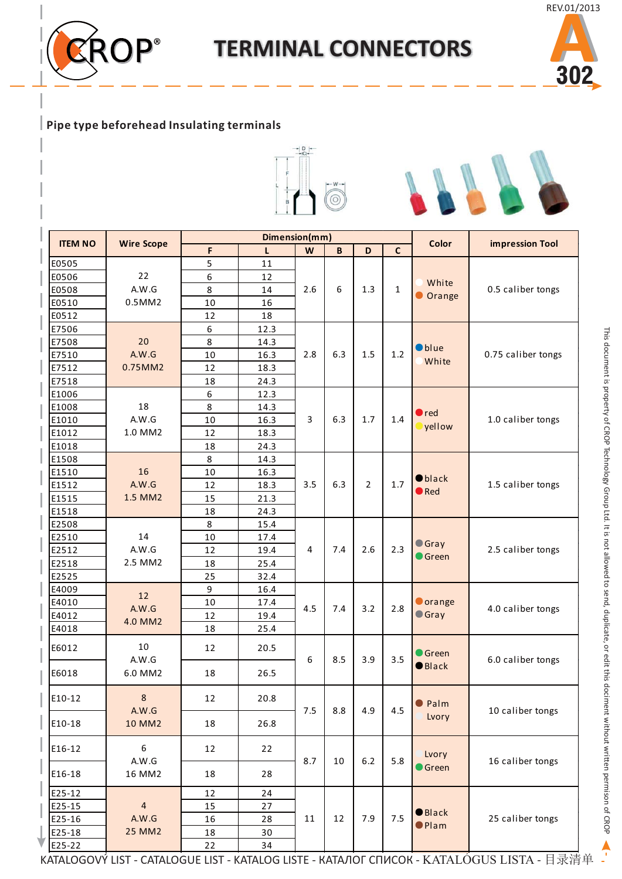# TERMINAL CONNECTORS

## Pipe type beforehead Insulating terminals

| ITEM NO | Wire Scope | Dimension(mm) | | | | | | Color | impression Tool |
|---|---|---|---|---|---|---|---|---|---|
| | | F | L | W | B | D | C | | |
| E0505 | 22 A.W.G 0.5MM2 | 5 | 11 | 2.6 | 6 | 1.3 | 1 | White Orange | 0.5 caliber tongs |
| E0506 | | 6 | 12 | | | | | | |
| E0508 | | 8 | 14 | | | | | | |
| E0510 | | 10 | 16 | | | | | | |
| E0512 | | 12 | 18 | | | | | | |
| E7506 | 20 A.W.G 0.75MM2 | 6 | 12.3 | 2.8 | 6.3 | 1.5 | 1.2 | blue White | 0.75 caliber tongs |
| E7508 | | 8 | 14.3 | | | | | | |
| E7510 | | 10 | 16.3 | | | | | | |
| E7512 | | 12 | 18.3 | | | | | | |
| E7518 | | 18 | 24.3 | | | | | | |
| E1006 | 18 A.W.G 1.0 MM2 | 6 | 12.3 | 3 | 6.3 | 1.7 | 1.4 | red yellow | 1.0 caliber tongs |
| E1008 | | 8 | 14.3 | | | | | | |
| E1010 | | 10 | 16.3 | | | | | | |
| E1012 | | 12 | 18.3 | | | | | | |
| E1018 | | 18 | 24.3 | | | | | | |
| E1508 | 16 A.W.G 1.5 MM2 | 8 | 14.3 | 3.5 | 6.3 | 2 | 1.7 | black Red | 1.5 caliber tongs |
| E1510 | | 10 | 16.3 | | | | | | |
| E1512 | | 12 | 18.3 | | | | | | |
| E1515 | | 15 | 21.3 | | | | | | |
| E1518 | | 18 | 24.3 | | | | | | |
| E2508 | 14 A.W.G 2.5 MM2 | 8 | 15.4 | 4 | 7.4 | 2.6 | 2.3 | Gray Green | 2.5 caliber tongs |
| E2510 | | 10 | 17.4 | | | | | | |
| E2512 | | 12 | 19.4 | | | | | | |
| E2518 | | 18 | 25.4 | | | | | | |
| E2525 | | 25 | 32.4 | | | | | | |
| E4009 | 12 A.W.G 4.0 MM2 | 9 | 16.4 | 4.5 | 7.4 | 3.2 | 2.8 | orange Gray | 4.0 caliber tongs |
| E4010 | | 10 | 17.4 | | | | | | |
| E4012 | | 12 | 19.4 | | | | | | |
| E4018 | | 18 | 25.4 | | | | | | |
| E6012 | 10 A.W.G 6.0 MM2 | 12 | 20.5 | 6 | 8.5 | 3.9 | 3.5 | Green Black | 6.0 caliber tongs |
| E6018 | | 18 | 26.5 | | | | | | |
| E10-12 | 8 A.W.G 10 MM2 | 12 | 20.8 | 7.5 | 8.8 | 4.9 | 4.5 | Palm Lvory | 10 caliber tongs |
| E10-18 | | 18 | 26.8 | | | | | | |
| E16-12 | 6 A.W.G 16 MM2 | 12 | 22 | 8.7 | 10 | 6.2 | 5.8 | Lvory Green | 16 caliber tongs |
| E16-18 | | 18 | 28 | | | | | | |
| E25-12 | 4 A.W.G 25 MM2 | 12 | 24 | 11 | 12 | 7.9 | 7.5 | Black Plam | 25 caliber tongs |
| E25-15 | | 15 | 27 | | | | | | |
| E25-16 | | 16 | 28 | | | | | | |
| E25-18 | | 18 | 30 | | | | | | |
| E25-22 | | 22 | 34 | | | | | | |

This document is property of CROP Technology Group Ltd. It is not allowed to send, duplicate, or edit this document without written permison of CROP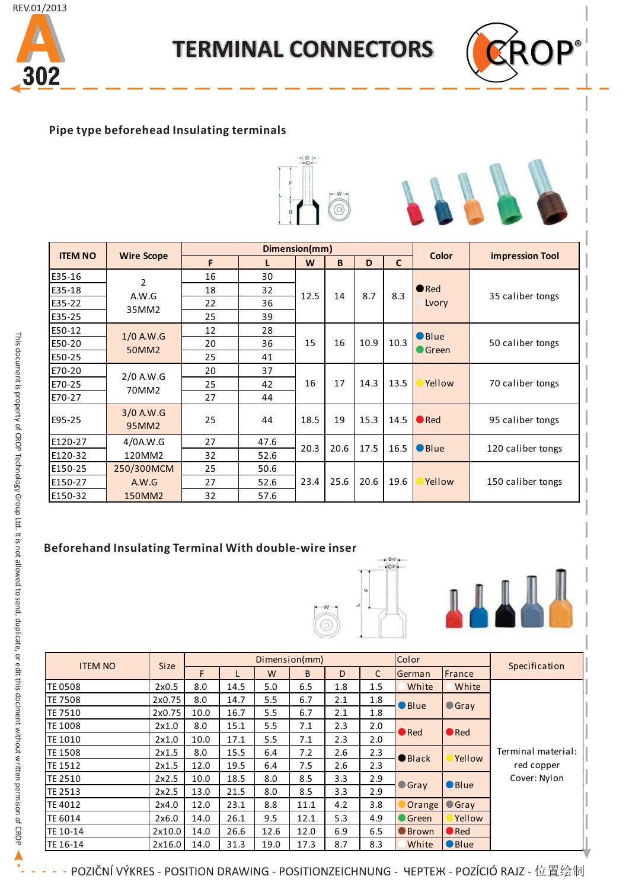# TERMINAL CONNECTORS

## Pipe type beforehead Insulating terminals

| ITEM NO | Wire Scope | Dimension(mm) | | | | | | Color | impression Tool |
|---|---|---|---|---|---|---|---|---|---|
| | | F | L | W | B | D | C | | |
| E35-16 | 2 A.W.G 35MM2 | 16 | 30 | 12.5 | 14 | 8.7 | 8.3 | ●Red Lvory | 35 caliber tongs |
| E35-18 | | 18 | 32 | | | | | | |
| E35-22 | | 22 | 36 | | | | | | |
| E35-25 | | 25 | 39 | | | | | | |
| E50-12 | 1/0 A.W.G 50MM2 | 12 | 28 | 15 | 16 | 10.9 | 10.3 | ●Blue ●Green | 50 caliber tongs |
| E50-20 | | 20 | 36 | | | | | | |
| E50-25 | | 25 | 41 | | | | | | |
| E70-20 | 2/0 A.W.G 70MM2 | 20 | 37 | 16 | 17 | 14.3 | 13.5 | ●Yellow | 70 caliber tongs |
| E70-25 | | 25 | 42 | | | | | | |
| E70-27 | | 27 | 44 | | | | | | |
| E95-25 | 3/0 A.W.G 95MM2 | 25 | 44 | 18.5 | 19 | 15.3 | 14.5 | ●Red | 95 caliber tongs |
| E120-27 | 4/0A.W.G 120MM2 | 27 | 47.6 | 20.3 | 20.6 | 17.5 | 16.5 | ●Blue | 120 caliber tongs |
| E120-32 | | 32 | 52.6 | | | | | | |
| E150-25 | 250/300MCM A.W.G 150MM2 | 25 | 50.6 | 23.4 | 25.6 | 20.6 | 19.6 | ●Yellow | 150 caliber tongs |
| E150-27 | | 27 | 52.6 | | | | | | |
| E150-32 | | 32 | 57.6 | | | | | | |

## Beforehand Insulating Terminal With double-wire inser

| ITEM NO | Size | Dimension(mm) | | | | | | Color | | Specification |
|---|---|---|---|---|---|---|---|---|---|---|
| | | F | L | W | B | D | C | German | France | |
| TE 0508 | 2x0.5 | 8.0 | 14.5 | 5.0 | 6.5 | 1.8 | 1.5 | White | White | Terminal material: red copper Cover: Nylon |
| TE 7508 | 2x0.75 | 8.0 | 14.7 | 5.5 | 6.7 | 2.1 | 1.8 | ●Blue | ●Gray | |
| TE 7510 | 2x0.75 | 10.0 | 16.7 | 5.5 | 6.7 | 2.1 | 1.8 | | | |
| TE 1008 | 2x1.0 | 8.0 | 15.1 | 5.5 | 7.1 | 2.3 | 2.0 | ●Red | ●Red | |
| TE 1010 | 2x1.0 | 10.0 | 17.1 | 5.5 | 7.1 | 2.3 | 2.0 | | | |
| TE 1508 | 2x1.5 | 8.0 | 15.5 | 6.4 | 7.2 | 2.6 | 2.3 | ●Black | ●Yellow | |
| TE 1512 | 2x1.5 | 12.0 | 19.5 | 6.4 | 7.5 | 2.6 | 2.3 | | | |
| TE 2510 | 2x2.5 | 10.0 | 18.5 | 8.0 | 8.5 | 3.3 | 2.9 | ●Gray | ●Blue | |
| TE 2513 | 2x2.5 | 13.0 | 21.5 | 8.0 | 8.5 | 3.3 | 2.9 | | | |
| TE 4012 | 2x4.0 | 12.0 | 23.1 | 8.8 | 11.1 | 4.2 | 3.8 | ●Orange | ●Gray | |
| TE 6014 | 2x6.0 | 14.0 | 26.1 | 9.5 | 12.1 | 5.3 | 4.9 | ●Green | ●Yellow | |
| TE 10-14 | 2x10.0 | 14.0 | 26.6 | 12.6 | 12.0 | 6.9 | 6.5 | ●Brown | ●Red | |
| TE 16-14 | 2x16.0 | 14.0 | 31.3 | 19.0 | 17.3 | 8.7 | 8.3 | White | ●Blue | |

POZIČNÍ VÝKRES - POSITION DRAWING - POSITIONZEICHNUNG - ЧЕРТЕЖ - POZÍCIÓ RAJZ - 位置绘制

This document is property of CROP Technology Group Ltd. It is not allowed to send, duplicate, or edit this document without written permison of CROP